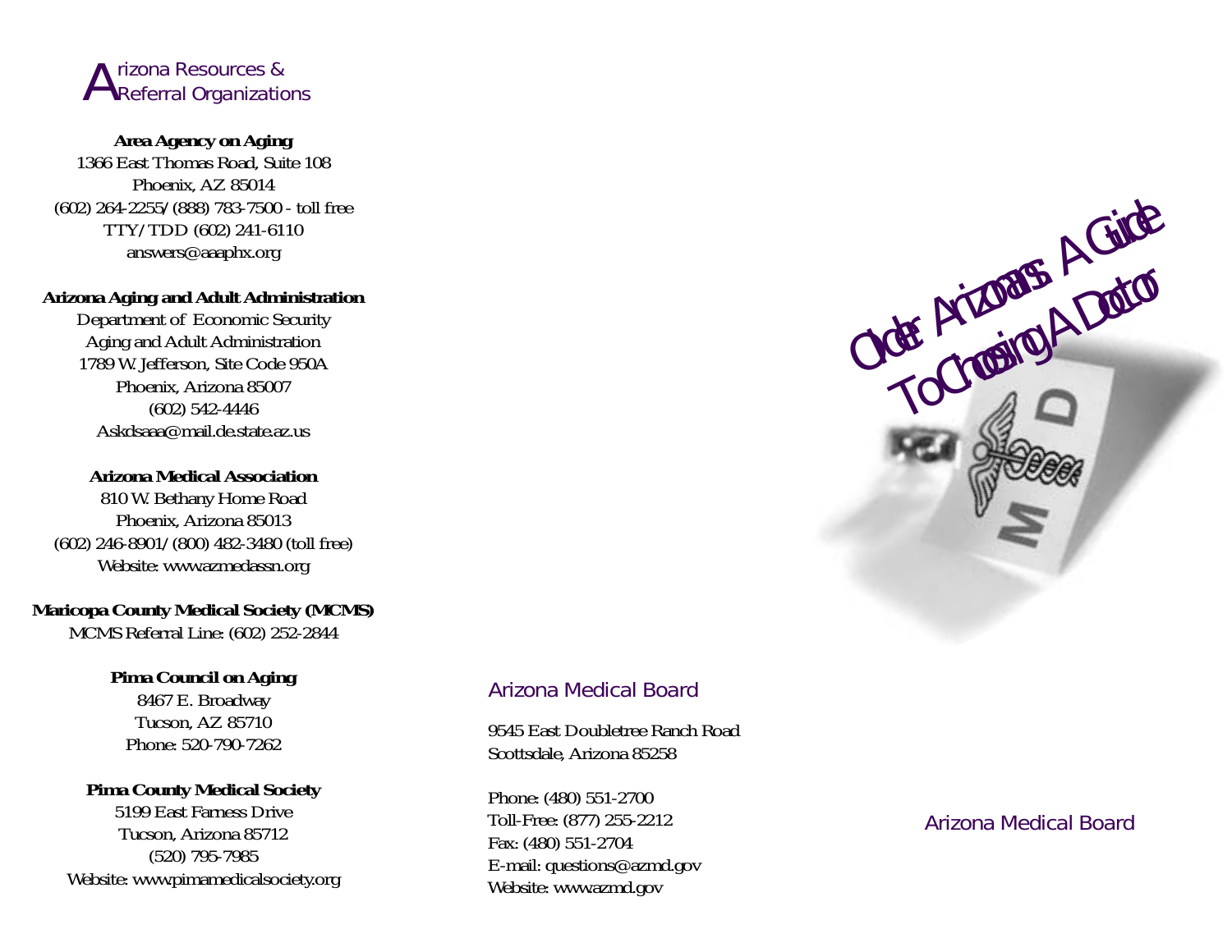## Arizona Resources & Referral Organizations

**Area Agency on Aging**
1366 East Thomas Road, Suite 108
Phoenix, AZ 85014
(602) 264-2255/(888) 783-7500 - toll free
TTY/TDD (602) 241-6110
answers@aaaphx.org

**Arizona Aging and Adult Administration**
Department of Economic Security
Aging and Adult Administration
1789 W. Jefferson, Site Code 950A
Phoenix, Arizona 85007
(602) 542-4446
Askdsaaa@mail.de.state.az.us

**Arizona Medical Association**
810 W. Bethany Home Road
Phoenix, Arizona 85013
(602) 246-8901/(800) 482-3480 (toll free)
Website: www.azmedassn.org

**Maricopa County Medical Society (MCMS)**
MCMS Referral Line: (602) 252-2844

**Pima Council on Aging**
8467 E. Broadway
Tucson, AZ 85710
Phone: 520-790-7262

**Pima County Medical Society**
5199 East Farness Drive
Tucson, Arizona 85712
(520) 795-7985
Website: www.pimamedicalsociety.org

## Arizona Medical Board

9545 East Doubletree Ranch Road
Scottsdale, Arizona 85258

Phone: (480) 551-2700
Toll-Free: (877) 255-2212
Fax: (480) 551-2704
E-mail: questions@azmd.gov
Website: www.azmd.gov

# Older Arizonans: A Guide To Choosing A Doctor

Arizona Medical Board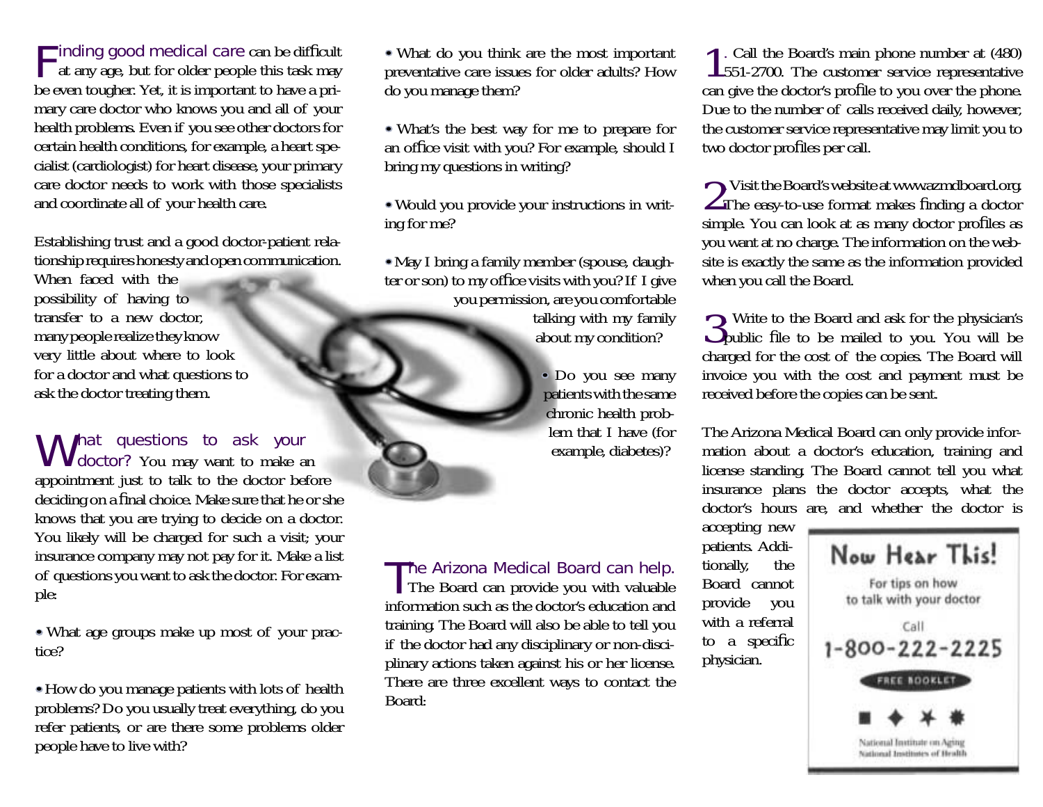**Finding good medical care** can be difficult at any age, but for older people this task may be even tougher. Yet, it is important to have a primary care doctor who knows you and all of your health problems. Even if you see other doctors for certain health conditions, for example, a heart specialist (cardiologist) for heart disease, your primary care doctor needs to work with those specialists and coordinate all of your health care.

Establishing trust and a good doctor-patient relationship requires honesty and open communication. When faced with the possibility of having to transfer to a new doctor, many people realize they know very little about where to look for a doctor and what questions to ask the doctor treating them.

## What questions to ask your doctor?

You may want to make an appointment just to talk to the doctor before deciding on a final choice. Make sure that he or she knows that you are trying to decide on a doctor. You likely will be charged for such a visit; your insurance company may not pay for it. Make a list of questions you want to ask the doctor. For example:

- What age groups make up most of your practice?
- How do you manage patients with lots of health problems? Do you usually treat everything, do you refer patients, or are there some problems older people have to live with?
- What do you think are the most important preventative care issues for older adults? How do you manage them?
- What's the best way for me to prepare for an office visit with you? For example, should I bring my questions in writing?
- Would you provide your instructions in writing for me?
- May I bring a family member (spouse, daughter or son) to my office visits with you? If I give you permission, are you comfortable talking with my family about my condition?
- Do you see many patients with the same chronic health problem that I have (for example, diabetes)?

## The Arizona Medical Board can help.

The Board can provide you with valuable information such as the doctor's education and training. The Board will also be able to tell you if the doctor had any disciplinary or non-disciplinary actions taken against his or her license. There are three excellent ways to contact the Board:

1. Call the Board's main phone number at (480) 551-2700. The customer service representative can give the doctor's profile to you over the phone. Due to the number of calls received daily, however, the customer service representative may limit you to two doctor profiles per call.

2. Visit the Board's website at www.azmdboard.org. The easy-to-use format makes finding a doctor simple. You can look at as many doctor profiles as you want at no charge. The information on the website is exactly the same as the information provided when you call the Board.

3. Write to the Board and ask for the physician's public file to be mailed to you. You will be charged for the cost of the copies. The Board will invoice you with the cost and payment must be received before the copies can be sent.

The Arizona Medical Board can only provide information about a doctor's education, training and license standing. The Board cannot tell you what insurance plans the doctor accepts, what the doctor's hours are, and whether the doctor is accepting new patients. Additionally, the Board cannot provide you with a referral to a specific physician.

**Now Hear This!**

For tips on how to talk with your doctor

Call

**1-800-222-2225**

FREE BOOKLET

National Institute on Aging
National Institutes of Health